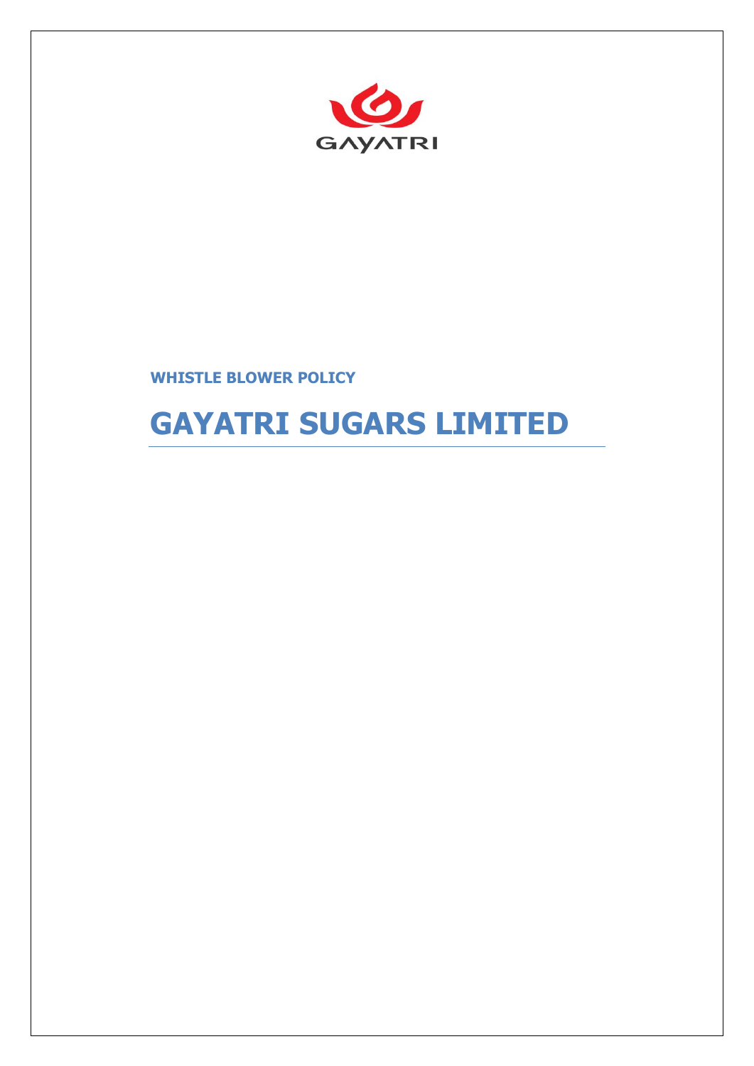GAYATRI

**WHISTLE BLOWER POLICY**

# GAYATRI SUGARS LIMITED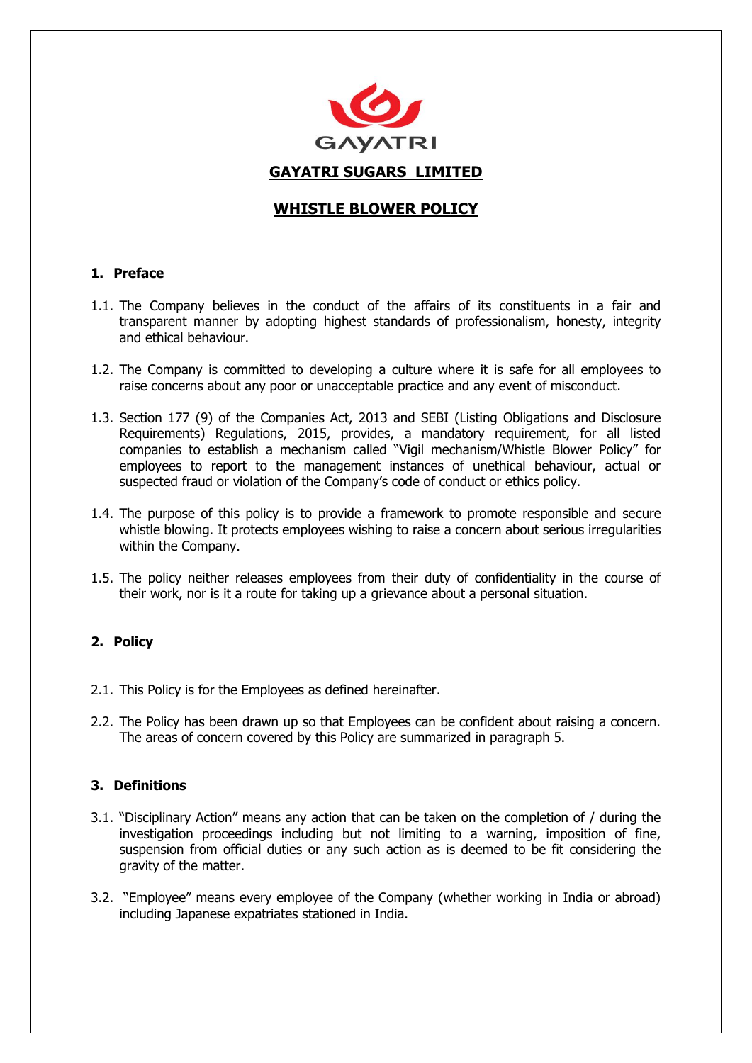GAYATRI

# GAYATRI SUGARS LIMITED

# WHISTLE BLOWER POLICY

## 1. Preface

1.1. The Company believes in the conduct of the affairs of its constituents in a fair and transparent manner by adopting highest standards of professionalism, honesty, integrity and ethical behaviour.

1.2. The Company is committed to developing a culture where it is safe for all employees to raise concerns about any poor or unacceptable practice and any event of misconduct.

1.3. Section 177 (9) of the Companies Act, 2013 and SEBI (Listing Obligations and Disclosure Requirements) Regulations, 2015, provides, a mandatory requirement, for all listed companies to establish a mechanism called "Vigil mechanism/Whistle Blower Policy" for employees to report to the management instances of unethical behaviour, actual or suspected fraud or violation of the Company's code of conduct or ethics policy.

1.4. The purpose of this policy is to provide a framework to promote responsible and secure whistle blowing. It protects employees wishing to raise a concern about serious irregularities within the Company.

1.5. The policy neither releases employees from their duty of confidentiality in the course of their work, nor is it a route for taking up a grievance about a personal situation.

## 2. Policy

2.1. This Policy is for the Employees as defined hereinafter.

2.2. The Policy has been drawn up so that Employees can be confident about raising a concern. The areas of concern covered by this Policy are summarized in paragraph 5.

## 3. Definitions

3.1. "Disciplinary Action" means any action that can be taken on the completion of / during the investigation proceedings including but not limiting to a warning, imposition of fine, suspension from official duties or any such action as is deemed to be fit considering the gravity of the matter.

3.2. "Employee" means every employee of the Company (whether working in India or abroad) including Japanese expatriates stationed in India.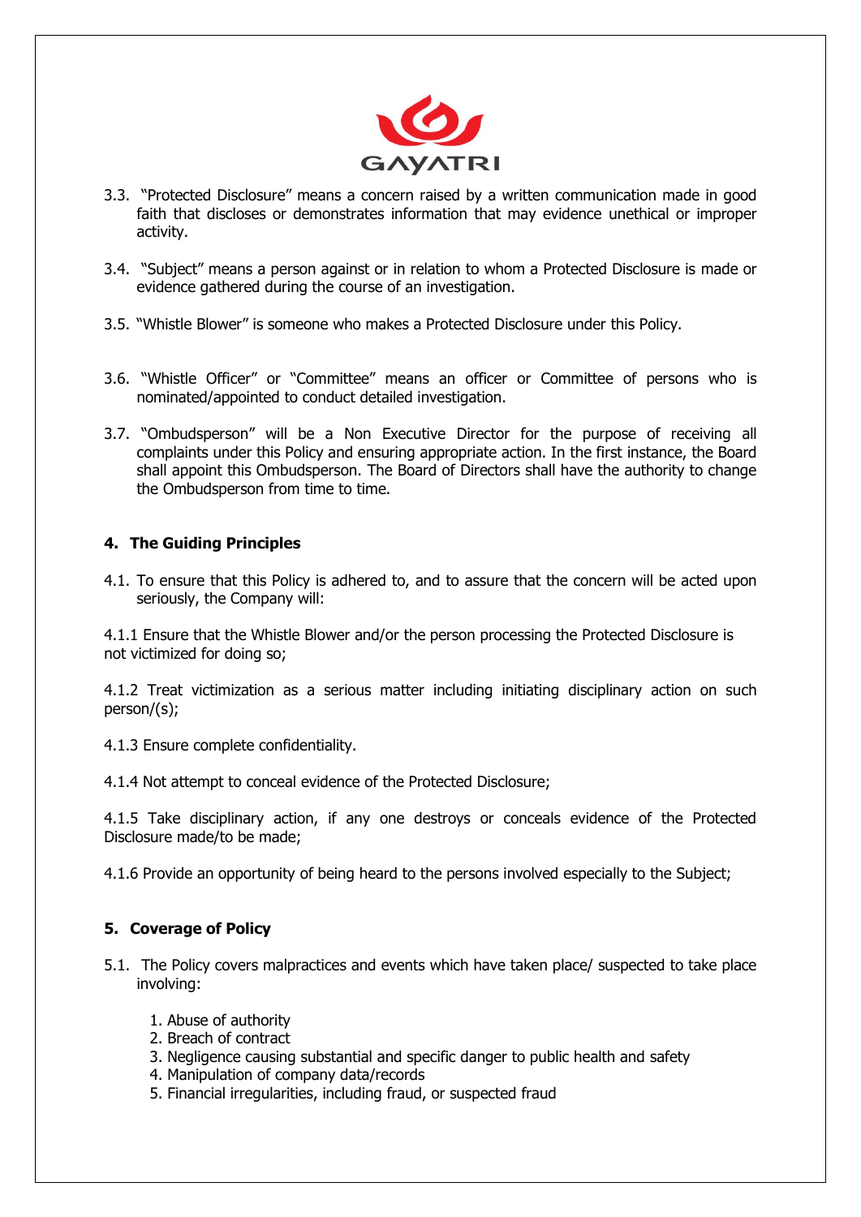3.3. "Protected Disclosure" means a concern raised by a written communication made in good faith that discloses or demonstrates information that may evidence unethical or improper activity.

3.4. "Subject" means a person against or in relation to whom a Protected Disclosure is made or evidence gathered during the course of an investigation.

3.5. "Whistle Blower" is someone who makes a Protected Disclosure under this Policy.

3.6. "Whistle Officer" or "Committee" means an officer or Committee of persons who is nominated/appointed to conduct detailed investigation.

3.7. "Ombudsperson" will be a Non Executive Director for the purpose of receiving all complaints under this Policy and ensuring appropriate action. In the first instance, the Board shall appoint this Ombudsperson. The Board of Directors shall have the authority to change the Ombudsperson from time to time.

## 4. The Guiding Principles

4.1. To ensure that this Policy is adhered to, and to assure that the concern will be acted upon seriously, the Company will:

4.1.1 Ensure that the Whistle Blower and/or the person processing the Protected Disclosure is not victimized for doing so;

4.1.2 Treat victimization as a serious matter including initiating disciplinary action on such person/(s);

4.1.3 Ensure complete confidentiality.

4.1.4 Not attempt to conceal evidence of the Protected Disclosure;

4.1.5 Take disciplinary action, if any one destroys or conceals evidence of the Protected Disclosure made/to be made;

4.1.6 Provide an opportunity of being heard to the persons involved especially to the Subject;

## 5. Coverage of Policy

5.1. The Policy covers malpractices and events which have taken place/ suspected to take place involving:

1. Abuse of authority
2. Breach of contract
3. Negligence causing substantial and specific danger to public health and safety
4. Manipulation of company data/records
5. Financial irregularities, including fraud, or suspected fraud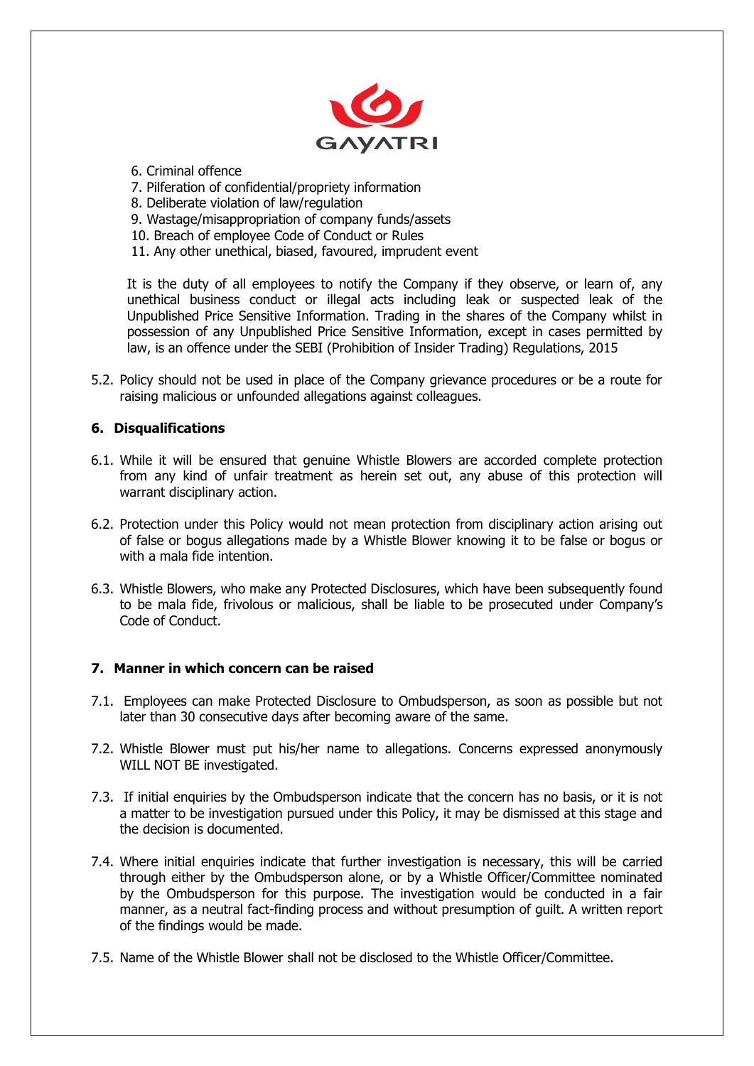6. Criminal offence
7. Pilferation of confidential/propriety information
8. Deliberate violation of law/regulation
9. Wastage/misappropriation of company funds/assets
10. Breach of employee Code of Conduct or Rules
11. Any other unethical, biased, favoured, imprudent event

It is the duty of all employees to notify the Company if they observe, or learn of, any unethical business conduct or illegal acts including leak or suspected leak of the Unpublished Price Sensitive Information. Trading in the shares of the Company whilst in possession of any Unpublished Price Sensitive Information, except in cases permitted by law, is an offence under the SEBI (Prohibition of Insider Trading) Regulations, 2015

5.2. Policy should not be used in place of the Company grievance procedures or be a route for raising malicious or unfounded allegations against colleagues.

## 6. Disqualifications

6.1. While it will be ensured that genuine Whistle Blowers are accorded complete protection from any kind of unfair treatment as herein set out, any abuse of this protection will warrant disciplinary action.

6.2. Protection under this Policy would not mean protection from disciplinary action arising out of false or bogus allegations made by a Whistle Blower knowing it to be false or bogus or with a mala fide intention.

6.3. Whistle Blowers, who make any Protected Disclosures, which have been subsequently found to be mala fide, frivolous or malicious, shall be liable to be prosecuted under Company's Code of Conduct.

## 7. Manner in which concern can be raised

7.1. Employees can make Protected Disclosure to Ombudsperson, as soon as possible but not later than 30 consecutive days after becoming aware of the same.

7.2. Whistle Blower must put his/her name to allegations. Concerns expressed anonymously WILL NOT BE investigated.

7.3. If initial enquiries by the Ombudsperson indicate that the concern has no basis, or it is not a matter to be investigation pursued under this Policy, it may be dismissed at this stage and the decision is documented.

7.4. Where initial enquiries indicate that further investigation is necessary, this will be carried through either by the Ombudsperson alone, or by a Whistle Officer/Committee nominated by the Ombudsperson for this purpose. The investigation would be conducted in a fair manner, as a neutral fact-finding process and without presumption of guilt. A written report of the findings would be made.

7.5. Name of the Whistle Blower shall not be disclosed to the Whistle Officer/Committee.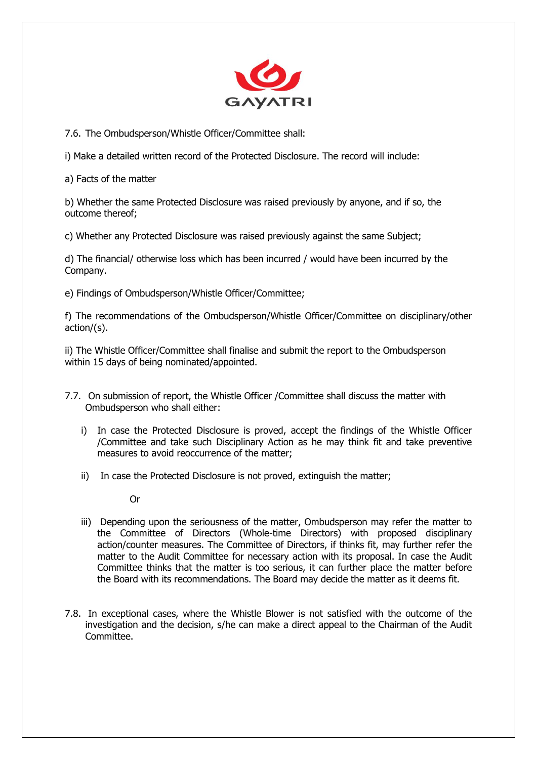7.6. The Ombudsperson/Whistle Officer/Committee shall:

i) Make a detailed written record of the Protected Disclosure. The record will include:

a) Facts of the matter

b) Whether the same Protected Disclosure was raised previously by anyone, and if so, the outcome thereof;

c) Whether any Protected Disclosure was raised previously against the same Subject;

d) The financial/ otherwise loss which has been incurred / would have been incurred by the Company.

e) Findings of Ombudsperson/Whistle Officer/Committee;

f) The recommendations of the Ombudsperson/Whistle Officer/Committee on disciplinary/other action/(s).

ii) The Whistle Officer/Committee shall finalise and submit the report to the Ombudsperson within 15 days of being nominated/appointed.

7.7. On submission of report, the Whistle Officer /Committee shall discuss the matter with Ombudsperson who shall either:

i) In case the Protected Disclosure is proved, accept the findings of the Whistle Officer /Committee and take such Disciplinary Action as he may think fit and take preventive measures to avoid reoccurrence of the matter;

ii) In case the Protected Disclosure is not proved, extinguish the matter;

Or

iii) Depending upon the seriousness of the matter, Ombudsperson may refer the matter to the Committee of Directors (Whole-time Directors) with proposed disciplinary action/counter measures. The Committee of Directors, if thinks fit, may further refer the matter to the Audit Committee for necessary action with its proposal. In case the Audit Committee thinks that the matter is too serious, it can further place the matter before the Board with its recommendations. The Board may decide the matter as it deems fit.

7.8. In exceptional cases, where the Whistle Blower is not satisfied with the outcome of the investigation and the decision, s/he can make a direct appeal to the Chairman of the Audit Committee.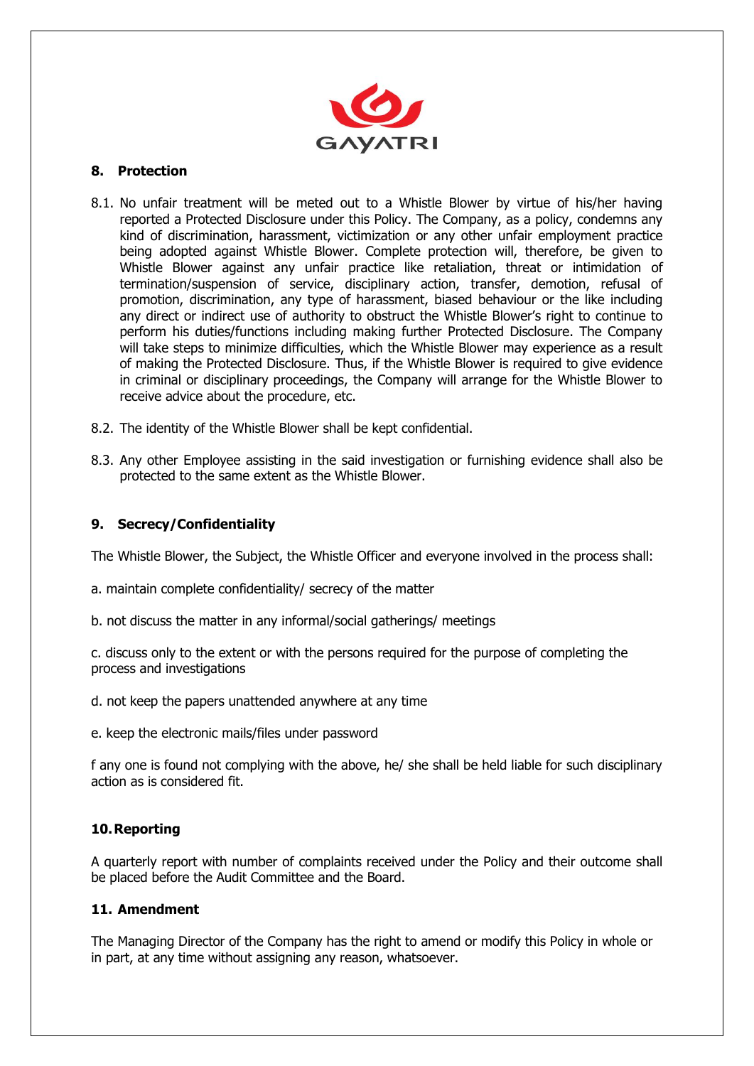## 8. Protection

8.1. No unfair treatment will be meted out to a Whistle Blower by virtue of his/her having reported a Protected Disclosure under this Policy. The Company, as a policy, condemns any kind of discrimination, harassment, victimization or any other unfair employment practice being adopted against Whistle Blower. Complete protection will, therefore, be given to Whistle Blower against any unfair practice like retaliation, threat or intimidation of termination/suspension of service, disciplinary action, transfer, demotion, refusal of promotion, discrimination, any type of harassment, biased behaviour or the like including any direct or indirect use of authority to obstruct the Whistle Blower's right to continue to perform his duties/functions including making further Protected Disclosure. The Company will take steps to minimize difficulties, which the Whistle Blower may experience as a result of making the Protected Disclosure. Thus, if the Whistle Blower is required to give evidence in criminal or disciplinary proceedings, the Company will arrange for the Whistle Blower to receive advice about the procedure, etc.

8.2. The identity of the Whistle Blower shall be kept confidential.

8.3. Any other Employee assisting in the said investigation or furnishing evidence shall also be protected to the same extent as the Whistle Blower.

## 9. Secrecy/Confidentiality

The Whistle Blower, the Subject, the Whistle Officer and everyone involved in the process shall:

a. maintain complete confidentiality/ secrecy of the matter

b. not discuss the matter in any informal/social gatherings/ meetings

c. discuss only to the extent or with the persons required for the purpose of completing the process and investigations

d. not keep the papers unattended anywhere at any time

e. keep the electronic mails/files under password

f any one is found not complying with the above, he/ she shall be held liable for such disciplinary action as is considered fit.

## 10. Reporting

A quarterly report with number of complaints received under the Policy and their outcome shall be placed before the Audit Committee and the Board.

## 11. Amendment

The Managing Director of the Company has the right to amend or modify this Policy in whole or in part, at any time without assigning any reason, whatsoever.